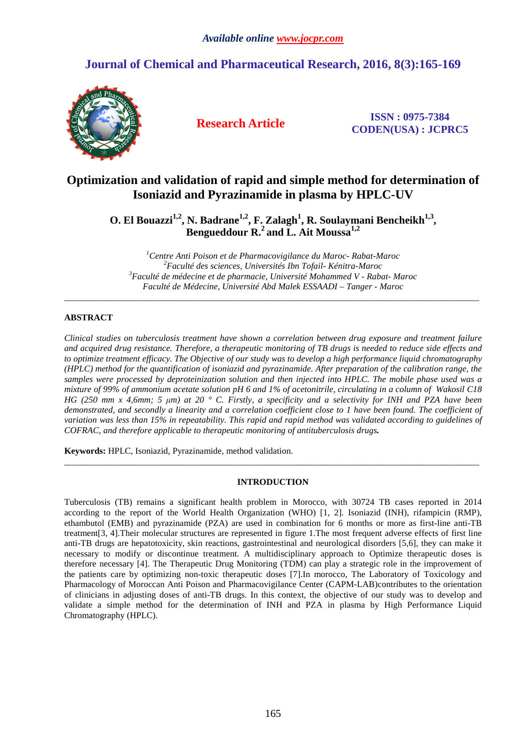# Optimization and validation of rapid and simple method for determination of Isoniazid and Pyrazinamide in plasma by HPLC-UV

**O. El Bouazzi[1,2], N. Badrane[1,2], F. Zalagh[1], R. Soulaymani Bencheikh[1,3], Bengueddour R.[2] and L. Ait Moussa[1,2]**

*[1]Centre Anti Poison et de Pharmacovigilance du Maroc- Rabat-Maroc*
*[2]Faculté des sciences, Universités Ibn Tofail- Kénitra-Maroc*
*[3]Faculté de médecine et de pharmacie, Université Mohammed V - Rabat- Maroc*
*Faculté de Médecine, Université Abd Malek ESSAADI – Tanger - Maroc*

---

## ABSTRACT

*Clinical studies on tuberculosis treatment have shown a correlation between drug exposure and treatment failure and acquired drug resistance. Therefore, a therapeutic monitoring of TB drugs is needed to reduce side effects and to optimize treatment efficacy. The Objective of our study was to develop a high performance liquid chromatography (HPLC) method for the quantification of isoniazid and pyrazinamide. After preparation of the calibration range, the samples were processed by deproteinization solution and then injected into HPLC. The mobile phase used was a mixture of 99% of ammonium acetate solution pH 6 and 1% of acetonitrile, circulating in a column of Wakosil C18 HG (250 mm x 4,6mm; 5 µm) at 20 ° C. Firstly, a specificity and a selectivity for INH and PZA have been demonstrated, and secondly a linearity and a correlation coefficient close to 1 have been found. The coefficient of variation was less than 15% in repeatability. This rapid and rapid method was validated according to guidelines of COFRAC, and therefore applicable to therapeutic monitoring of antituberculosis drugs.*

**Keywords:** HPLC, Isoniazid, Pyrazinamide, method validation.

---

## INTRODUCTION

Tuberculosis (TB) remains a significant health problem in Morocco, with 30724 TB cases reported in 2014 according to the report of the World Health Organization (WHO) [1, 2]. Isoniazid (INH), rifampicin (RMP), ethambutol (EMB) and pyrazinamide (PZA) are used in combination for 6 months or more as first-line anti-TB treatment[3, 4].Their molecular structures are represented in figure 1.The most frequent adverse effects of first line anti-TB drugs are hepatotoxicity, skin reactions, gastrointestinal and neurological disorders [5,6], they can make it necessary to modify or discontinue treatment. A multidisciplinary approach to Optimize therapeutic doses is therefore necessary [4]. The Therapeutic Drug Monitoring (TDM) can play a strategic role in the improvement of the patients care by optimizing non-toxic therapeutic doses [7].In morocco, The Laboratory of Toxicology and Pharmacology of Moroccan Anti Poison and Pharmacovigilance Center (CAPM-LAB)contributes to the orientation of clinicians in adjusting doses of anti-TB drugs. In this context, the objective of our study was to develop and validate a simple method for the determination of INH and PZA in plasma by High Performance Liquid Chromatography (HPLC).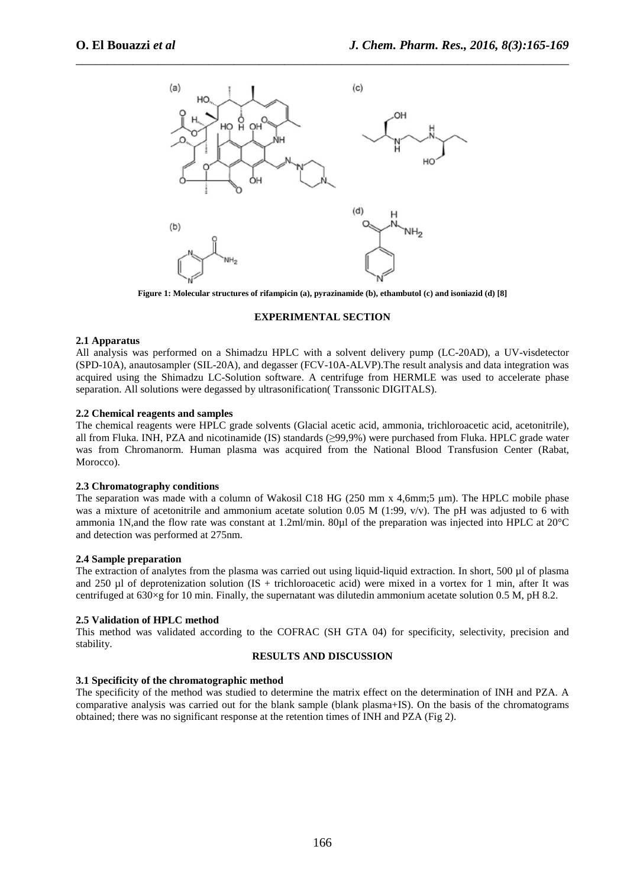Figure 1: Molecular structures of rifampicin (a), pyrazinamide (b), ethambutol (c) and isoniazid (d) [8]

## EXPERIMENTAL SECTION

### 2.1 Apparatus

All analysis was performed on a Shimadzu HPLC with a solvent delivery pump (LC-20AD), a UV-visdetector (SPD-10A), anautosampler (SIL-20A), and degasser (FCV-10A-ALVP).The result analysis and data integration was acquired using the Shimadzu LC-Solution software. A centrifuge from HERMLE was used to accelerate phase separation. All solutions were degassed by ultrasonification( Transsonic DIGITALS).

### 2.2 Chemical reagents and samples

The chemical reagents were HPLC grade solvents (Glacial acetic acid, ammonia, trichloroacetic acid, acetonitrile), all from Fluka. INH, PZA and nicotinamide (IS) standards (≥99,9%) were purchased from Fluka. HPLC grade water was from Chromanorm. Human plasma was acquired from the National Blood Transfusion Center (Rabat, Morocco).

### 2.3 Chromatography conditions

The separation was made with a column of Wakosil C18 HG (250 mm x 4,6mm;5 µm). The HPLC mobile phase was a mixture of acetonitrile and ammonium acetate solution 0.05 M (1:99, v/v). The pH was adjusted to 6 with ammonia 1N,and the flow rate was constant at 1.2ml/min. 80µl of the preparation was injected into HPLC at 20°C and detection was performed at 275nm.

### 2.4 Sample preparation

The extraction of analytes from the plasma was carried out using liquid-liquid extraction. In short, 500 µl of plasma and 250 µl of deprotenization solution (IS + trichloroacetic acid) were mixed in a vortex for 1 min, after It was centrifuged at 630×g for 10 min. Finally, the supernatant was dilutedin ammonium acetate solution 0.5 M, pH 8.2.

### 2.5 Validation of HPLC method

This method was validated according to the COFRAC (SH GTA 04) for specificity, selectivity, precision and stability.

## RESULTS AND DISCUSSION

### 3.1 Specificity of the chromatographic method

The specificity of the method was studied to determine the matrix effect on the determination of INH and PZA. A comparative analysis was carried out for the blank sample (blank plasma+IS). On the basis of the chromatograms obtained; there was no significant response at the retention times of INH and PZA (Fig 2).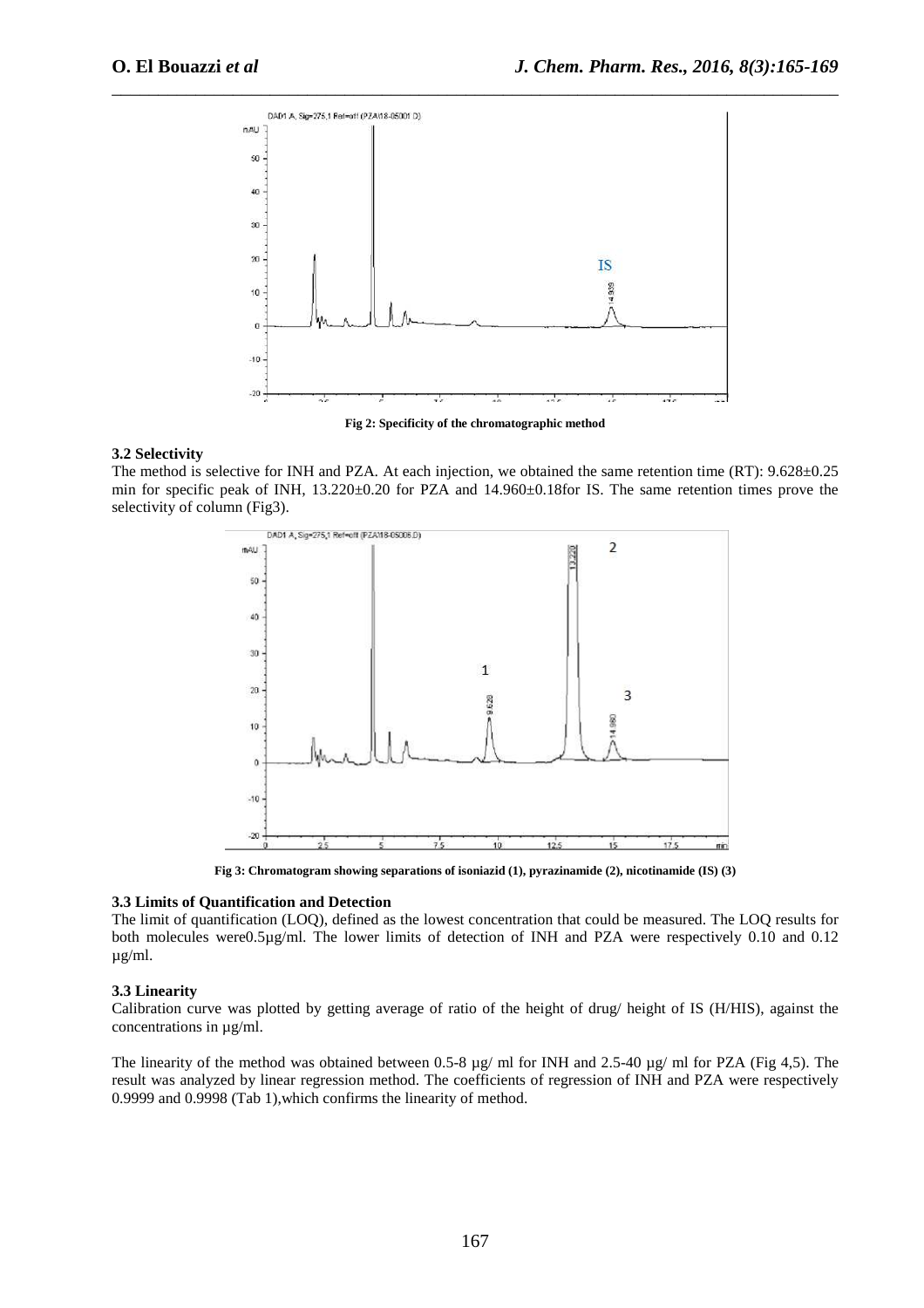Fig 2: Specificity of the chromatographic method

### 3.2 Selectivity

The method is selective for INH and PZA. At each injection, we obtained the same retention time (RT): 9.628±0.25 min for specific peak of INH, 13.220±0.20 for PZA and 14.960±0.18for IS. The same retention times prove the selectivity of column (Fig3).

Fig 3: Chromatogram showing separations of isoniazid (1), pyrazinamide (2), nicotinamide (IS) (3)

### 3.3 Limits of Quantification and Detection

The limit of quantification (LOQ), defined as the lowest concentration that could be measured. The LOQ results for both molecules were0.5µg/ml. The lower limits of detection of INH and PZA were respectively 0.10 and 0.12 µg/ml.

### 3.3 Linearity

Calibration curve was plotted by getting average of ratio of the height of drug/ height of IS (H/HIS), against the concentrations in µg/ml.

The linearity of the method was obtained between 0.5-8 µg/ ml for INH and 2.5-40 µg/ ml for PZA (Fig 4,5). The result was analyzed by linear regression method. The coefficients of regression of INH and PZA were respectively 0.9999 and 0.9998 (Tab 1),which confirms the linearity of method.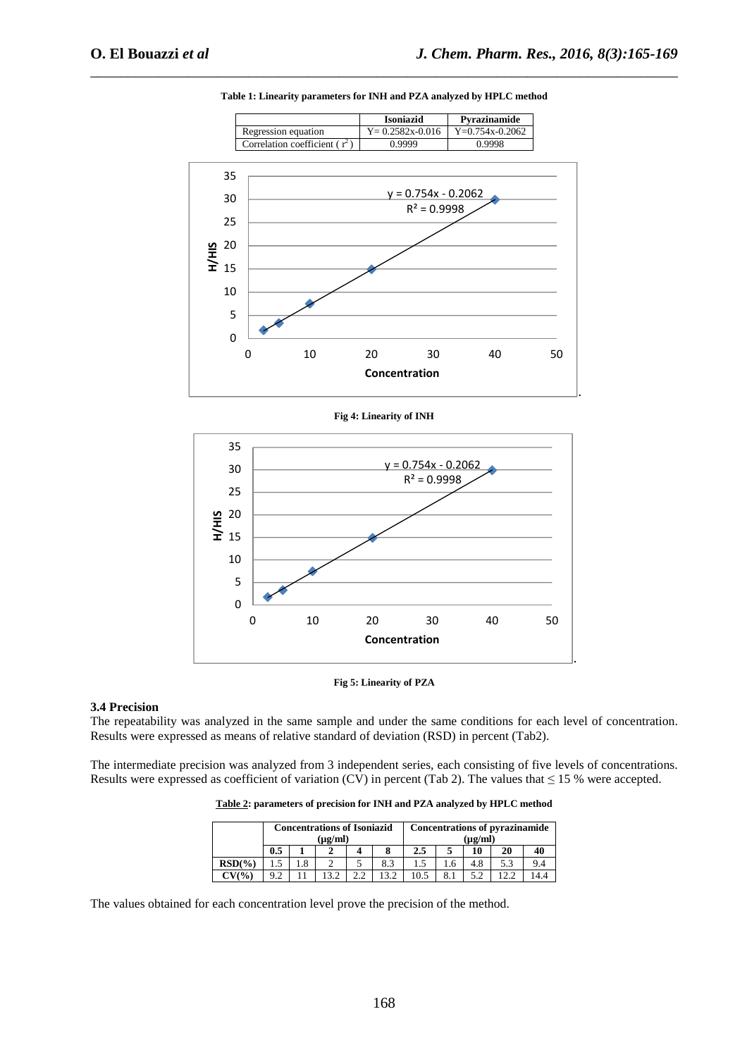**Table 1: Linearity parameters for INH and PZA analyzed by HPLC method**

| | Isoniazid | Pyrazinamide |
|---|---|---|
| Regression equation | Y= 0.2582x-0.016 | Y=0.754x-0.2062 |
| Correlation coefficient ( $r^2$ ) | 0.9999 | 0.9998 |

**Fig 4: Linearity of INH**

**Fig 5: Linearity of PZA**

### 3.4 Precision

The repeatability was analyzed in the same sample and under the same conditions for each level of concentration. Results were expressed as means of relative standard of deviation (RSD) in percent (Tab2).

The intermediate precision was analyzed from 3 independent series, each consisting of five levels of concentrations. Results were expressed as coefficient of variation (CV) in percent (Tab 2). The values that ≤ 15 % were accepted.

**Table 2: parameters of precision for INH and PZA analyzed by HPLC method**

| | Concentrations of Isoniazid (µg/ml) | | | | | Concentrations of pyrazinamide (µg/ml) | | | | |
|---|---|---|---|---|---|---|---|---|---|---|
| | 0.5 | 1 | 2 | 4 | 8 | 2.5 | 5 | 10 | 20 | 40 |
| RSD(%) | 1.5 | 1.8 | 2 | 5 | 8.3 | 1.5 | 1.6 | 4.8 | 5.3 | 9.4 |
| CV(%) | 9.2 | 11 | 13.2 | 2.2 | 13.2 | 10.5 | 8.1 | 5.2 | 12.2 | 14.4 |

The values obtained for each concentration level prove the precision of the method.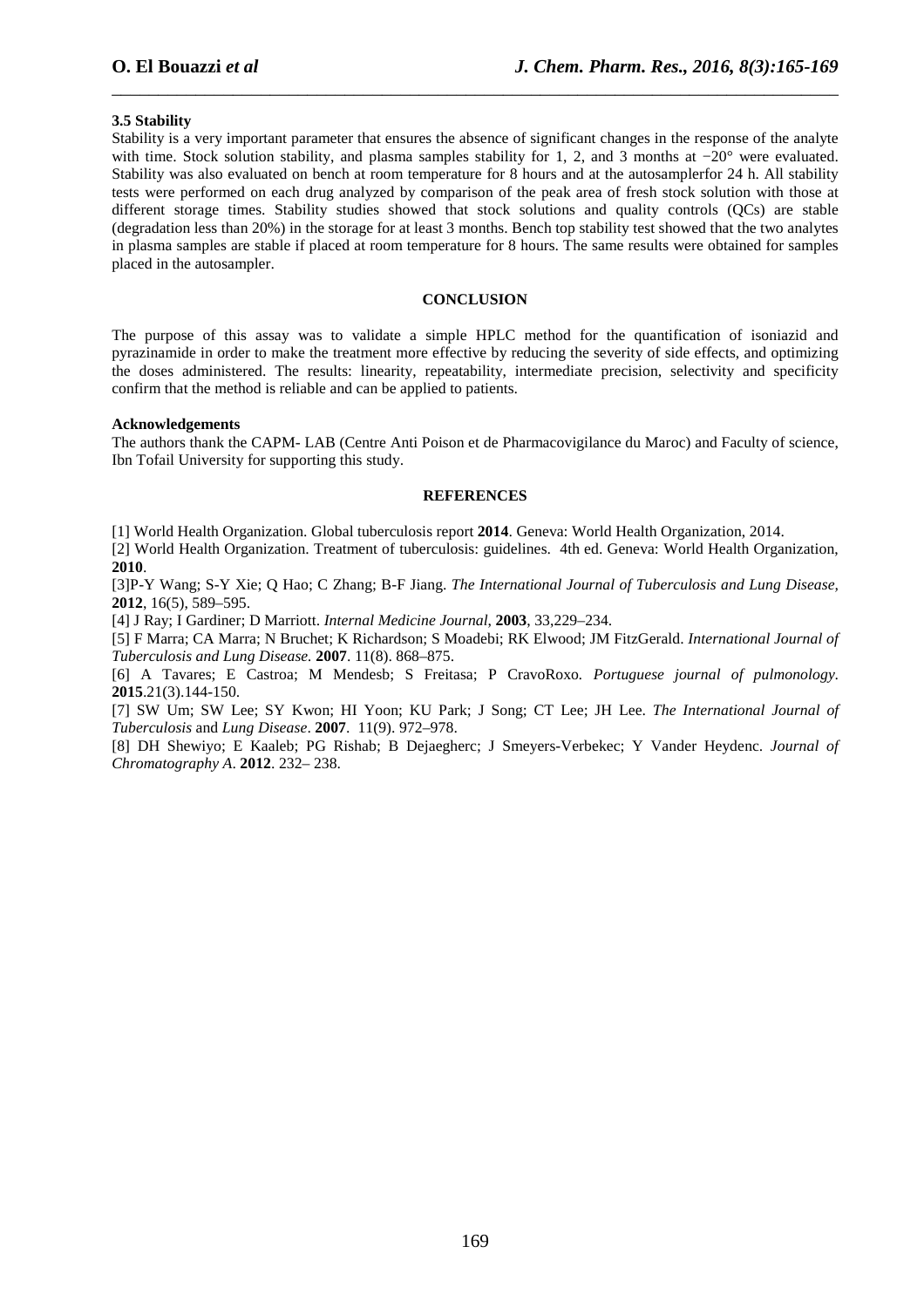### 3.5 Stability

Stability is a very important parameter that ensures the absence of significant changes in the response of the analyte with time. Stock solution stability, and plasma samples stability for 1, 2, and 3 months at −20° were evaluated. Stability was also evaluated on bench at room temperature for 8 hours and at the autosamplerfor 24 h. All stability tests were performed on each drug analyzed by comparison of the peak area of fresh stock solution with those at different storage times. Stability studies showed that stock solutions and quality controls (QCs) are stable (degradation less than 20%) in the storage for at least 3 months. Bench top stability test showed that the two analytes in plasma samples are stable if placed at room temperature for 8 hours. The same results were obtained for samples placed in the autosampler.

## CONCLUSION

The purpose of this assay was to validate a simple HPLC method for the quantification of isoniazid and pyrazinamide in order to make the treatment more effective by reducing the severity of side effects, and optimizing the doses administered. The results: linearity, repeatability, intermediate precision, selectivity and specificity confirm that the method is reliable and can be applied to patients.

### Acknowledgements

The authors thank the CAPM- LAB (Centre Anti Poison et de Pharmacovigilance du Maroc) and Faculty of science, Ibn Tofail University for supporting this study.

## REFERENCES

[1] World Health Organization. Global tuberculosis report **2014**. Geneva: World Health Organization, 2014.

[2] World Health Organization. Treatment of tuberculosis: guidelines. 4th ed. Geneva: World Health Organization, **2010**.

[3]P-Y Wang; S-Y Xie; Q Hao; C Zhang; B-F Jiang. *The International Journal of Tuberculosis and Lung Disease,* **2012**, 16(5), 589–595.

[4] J Ray; I Gardiner; D Marriott. *Internal Medicine Journal,* **2003**, 33,229–234.

[5] F Marra; CA Marra; N Bruchet; K Richardson; S Moadebi; RK Elwood; JM FitzGerald. *International Journal of Tuberculosis and Lung Disease.* **2007**. 11(8). 868–875.

[6] A Tavares; E Castroa; M Mendesb; S Freitasa; P CravoRoxo. *Portuguese journal of pulmonology.* **2015**.21(3).144-150.

[7] SW Um; SW Lee; SY Kwon; HI Yoon; KU Park; J Song; CT Lee; JH Lee. *The International Journal of Tuberculosis* and *Lung Disease*. **2007**. 11(9). 972–978.

[8] DH Shewiyo; E Kaaleb; PG Rishab; B Dejaegherc; J Smeyers-Verbekec; Y Vander Heydenc. *Journal of Chromatography A*. **2012**. 232– 238.